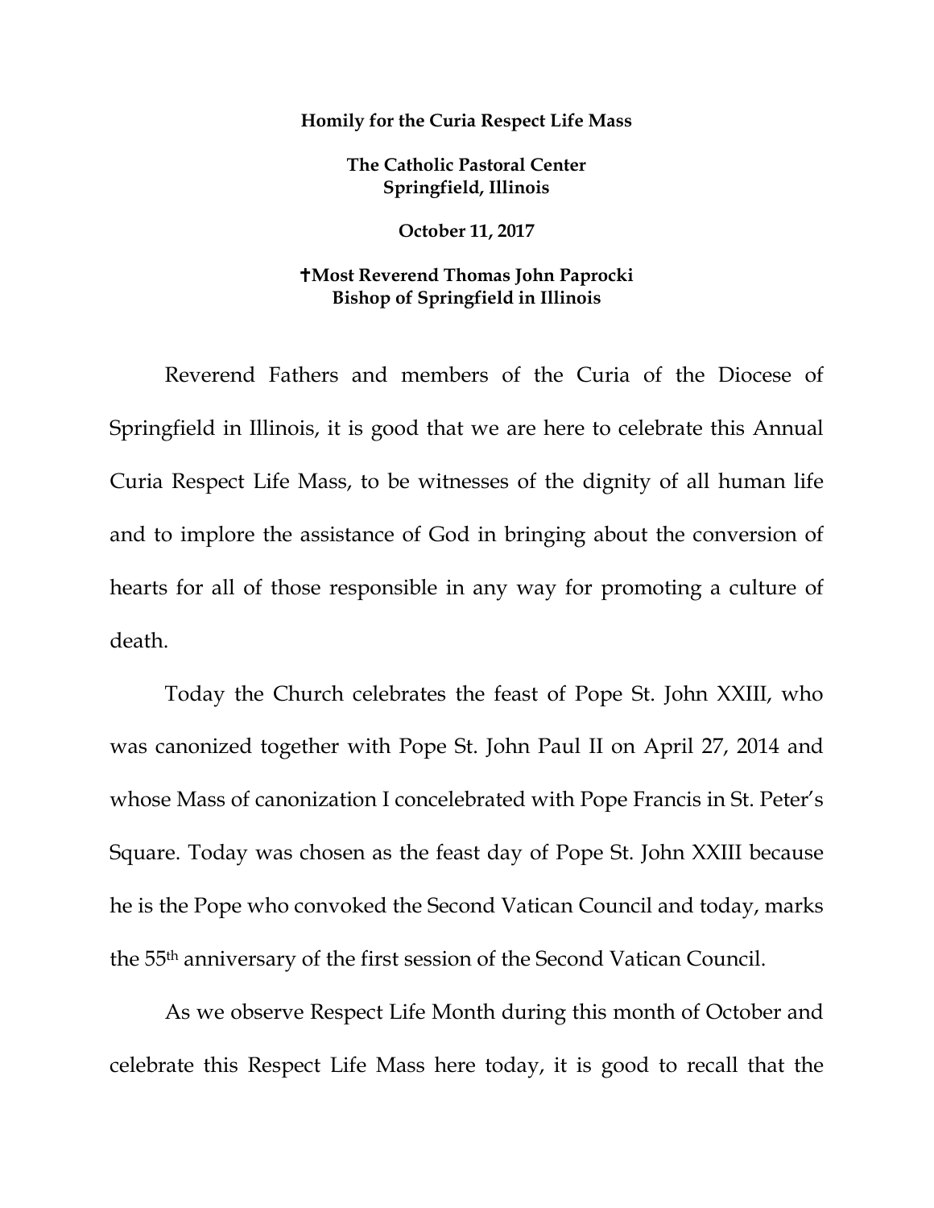**Homily for the Curia Respect Life Mass**

**The Catholic Pastoral Center**
**Springfield, Illinois**

**October 11, 2017**

**✝Most Reverend Thomas John Paprocki**
**Bishop of Springfield in Illinois**

Reverend Fathers and members of the Curia of the Diocese of Springfield in Illinois, it is good that we are here to celebrate this Annual Curia Respect Life Mass, to be witnesses of the dignity of all human life and to implore the assistance of God in bringing about the conversion of hearts for all of those responsible in any way for promoting a culture of death.

Today the Church celebrates the feast of Pope St. John XXIII, who was canonized together with Pope St. John Paul II on April 27, 2014 and whose Mass of canonization I concelebrated with Pope Francis in St. Peter's Square. Today was chosen as the feast day of Pope St. John XXIII because he is the Pope who convoked the Second Vatican Council and today, marks the 55th anniversary of the first session of the Second Vatican Council.

As we observe Respect Life Month during this month of October and celebrate this Respect Life Mass here today, it is good to recall that the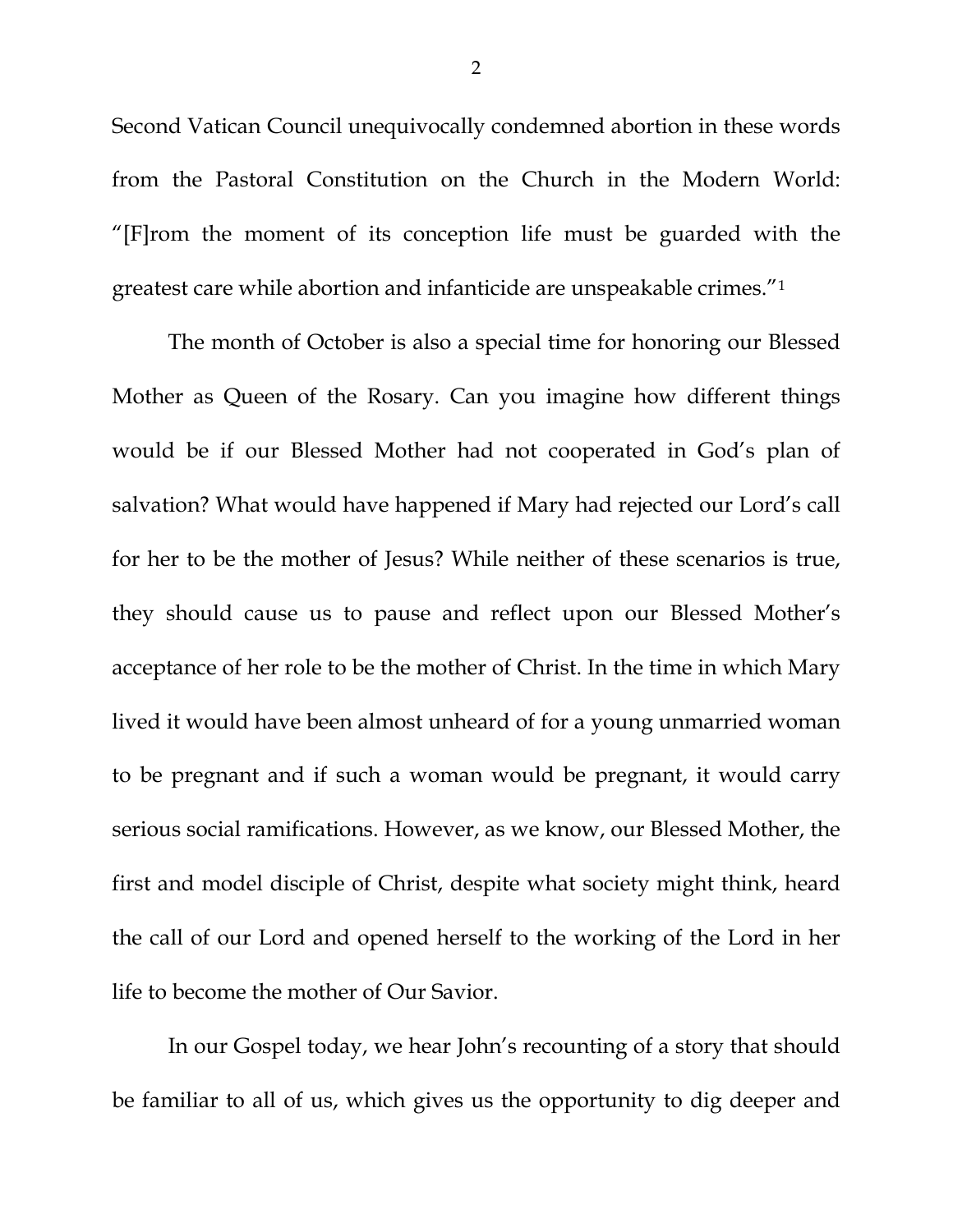Second Vatican Council unequivocally condemned abortion in these words from the Pastoral Constitution on the Church in the Modern World: "[F]rom the moment of its conception life must be guarded with the greatest care while abortion and infanticide are unspeakable crimes."[1]

The month of October is also a special time for honoring our Blessed Mother as Queen of the Rosary. Can you imagine how different things would be if our Blessed Mother had not cooperated in God's plan of salvation? What would have happened if Mary had rejected our Lord's call for her to be the mother of Jesus? While neither of these scenarios is true, they should cause us to pause and reflect upon our Blessed Mother's acceptance of her role to be the mother of Christ. In the time in which Mary lived it would have been almost unheard of for a young unmarried woman to be pregnant and if such a woman would be pregnant, it would carry serious social ramifications. However, as we know, our Blessed Mother, the first and model disciple of Christ, despite what society might think, heard the call of our Lord and opened herself to the working of the Lord in her life to become the mother of Our Savior.

In our Gospel today, we hear John's recounting of a story that should be familiar to all of us, which gives us the opportunity to dig deeper and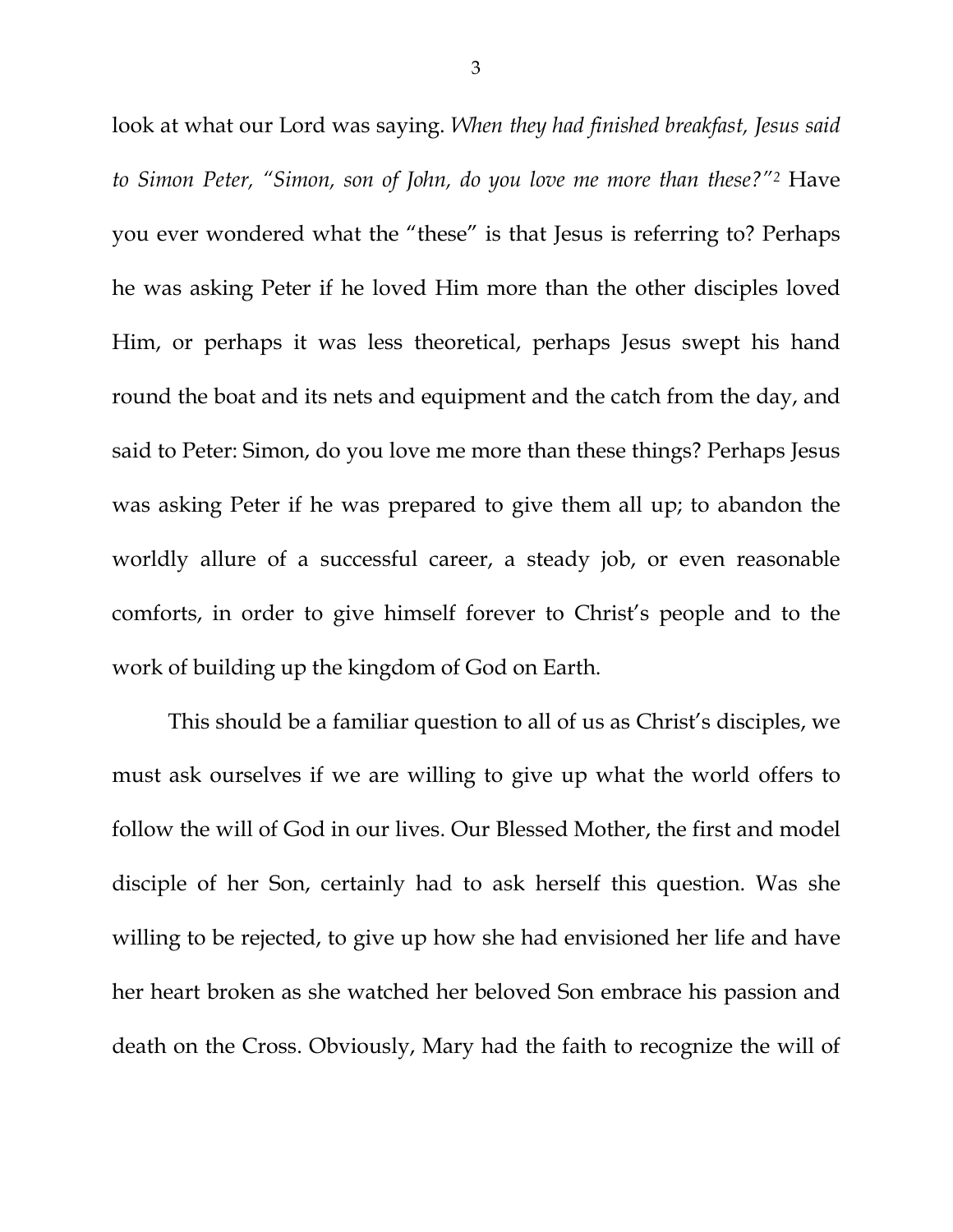look at what our Lord was saying. *When they had finished breakfast, Jesus said to Simon Peter, "Simon, son of John, do you love me more than these?"*[2] Have you ever wondered what the "these" is that Jesus is referring to? Perhaps he was asking Peter if he loved Him more than the other disciples loved Him, or perhaps it was less theoretical, perhaps Jesus swept his hand round the boat and its nets and equipment and the catch from the day, and said to Peter: Simon, do you love me more than these things? Perhaps Jesus was asking Peter if he was prepared to give them all up; to abandon the worldly allure of a successful career, a steady job, or even reasonable comforts, in order to give himself forever to Christ's people and to the work of building up the kingdom of God on Earth.

This should be a familiar question to all of us as Christ's disciples, we must ask ourselves if we are willing to give up what the world offers to follow the will of God in our lives. Our Blessed Mother, the first and model disciple of her Son, certainly had to ask herself this question. Was she willing to be rejected, to give up how she had envisioned her life and have her heart broken as she watched her beloved Son embrace his passion and death on the Cross. Obviously, Mary had the faith to recognize the will of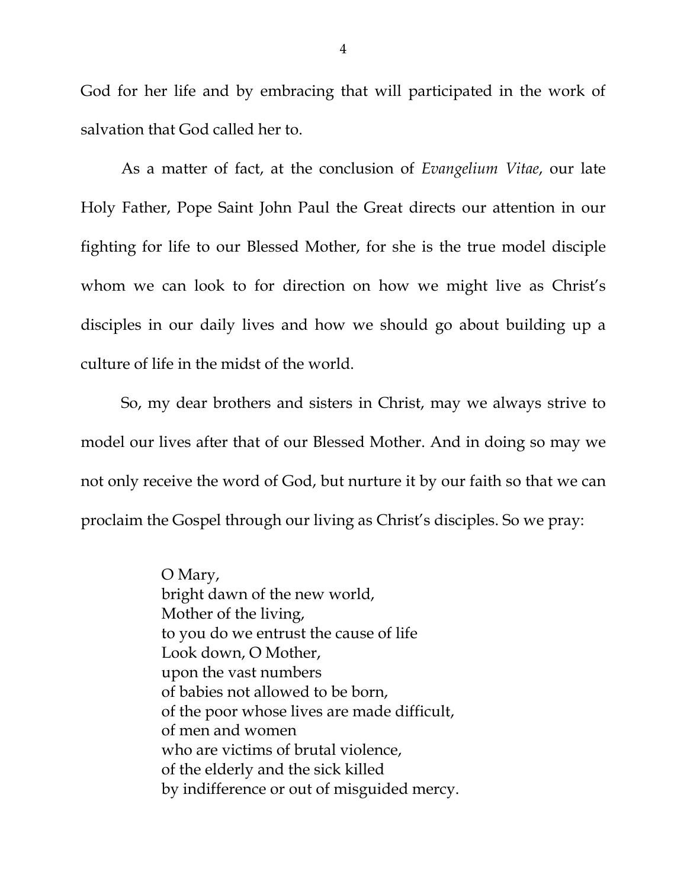God for her life and by embracing that will participated in the work of salvation that God called her to.

As a matter of fact, at the conclusion of *Evangelium Vitae*, our late Holy Father, Pope Saint John Paul the Great directs our attention in our fighting for life to our Blessed Mother, for she is the true model disciple whom we can look to for direction on how we might live as Christ's disciples in our daily lives and how we should go about building up a culture of life in the midst of the world.

So, my dear brothers and sisters in Christ, may we always strive to model our lives after that of our Blessed Mother. And in doing so may we not only receive the word of God, but nurture it by our faith so that we can proclaim the Gospel through our living as Christ's disciples. So we pray:

> O Mary,
> bright dawn of the new world,
> Mother of the living,
> to you do we entrust the cause of life
> Look down, O Mother,
> upon the vast numbers
> of babies not allowed to be born,
> of the poor whose lives are made difficult,
> of men and women
> who are victims of brutal violence,
> of the elderly and the sick killed
> by indifference or out of misguided mercy.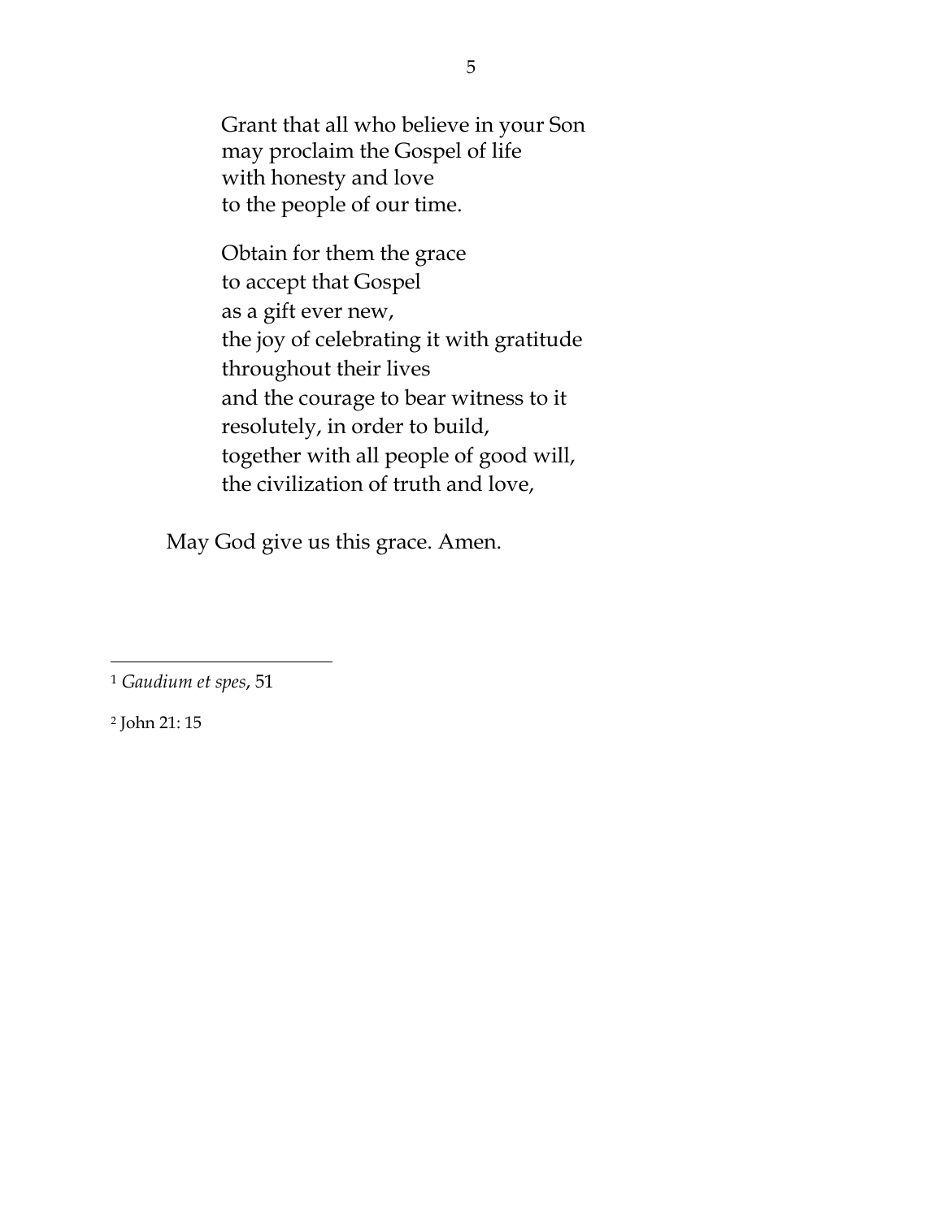Grant that all who believe in your Son
may proclaim the Gospel of life
with honesty and love
to the people of our time.

Obtain for them the grace
to accept that Gospel
as a gift ever new,
the joy of celebrating it with gratitude
throughout their lives
and the courage to bear witness to it
resolutely, in order to build,
together with all people of good will,
the civilization of truth and love,

May God give us this grace. Amen.

---

[1] *Gaudium et spes*, 51

[2] John 21: 15